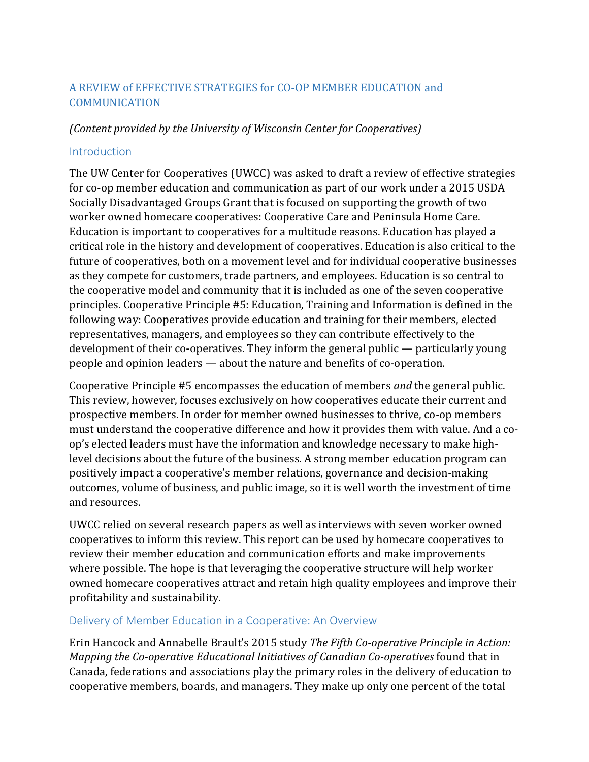# A REVIEW of EFFECTIVE STRATEGIES for CO-OP MEMBER EDUCATION and COMMUNICATION

*(Content provided by the University of Wisconsin Center for Cooperatives)*

## Introduction

The UW Center for Cooperatives (UWCC) was asked to draft a review of effective strategies for co-op member education and communication as part of our work under a 2015 USDA Socially Disadvantaged Groups Grant that is focused on supporting the growth of two worker owned homecare cooperatives: Cooperative Care and Peninsula Home Care. Education is important to cooperatives for a multitude reasons. Education has played a critical role in the history and development of cooperatives. Education is also critical to the future of cooperatives, both on a movement level and for individual cooperative businesses as they compete for customers, trade partners, and employees. Education is so central to the cooperative model and community that it is included as one of the seven cooperative principles. Cooperative Principle #5: Education, Training and Information is defined in the following way: Cooperatives provide education and training for their members, elected representatives, managers, and employees so they can contribute effectively to the development of their co-operatives. They inform the general public — particularly young people and opinion leaders — about the nature and benefits of co-operation.

Cooperative Principle #5 encompasses the education of members *and* the general public. This review, however, focuses exclusively on how cooperatives educate their current and prospective members. In order for member owned businesses to thrive, co-op members must understand the cooperative difference and how it provides them with value. And a co-op's elected leaders must have the information and knowledge necessary to make high-level decisions about the future of the business. A strong member education program can positively impact a cooperative's member relations, governance and decision-making outcomes, volume of business, and public image, so it is well worth the investment of time and resources.

UWCC relied on several research papers as well as interviews with seven worker owned cooperatives to inform this review. This report can be used by homecare cooperatives to review their member education and communication efforts and make improvements where possible. The hope is that leveraging the cooperative structure will help worker owned homecare cooperatives attract and retain high quality employees and improve their profitability and sustainability.

## Delivery of Member Education in a Cooperative: An Overview

Erin Hancock and Annabelle Brault's 2015 study *The Fifth Co-operative Principle in Action: Mapping the Co-operative Educational Initiatives of Canadian Co-operatives* found that in Canada, federations and associations play the primary roles in the delivery of education to cooperative members, boards, and managers. They make up only one percent of the total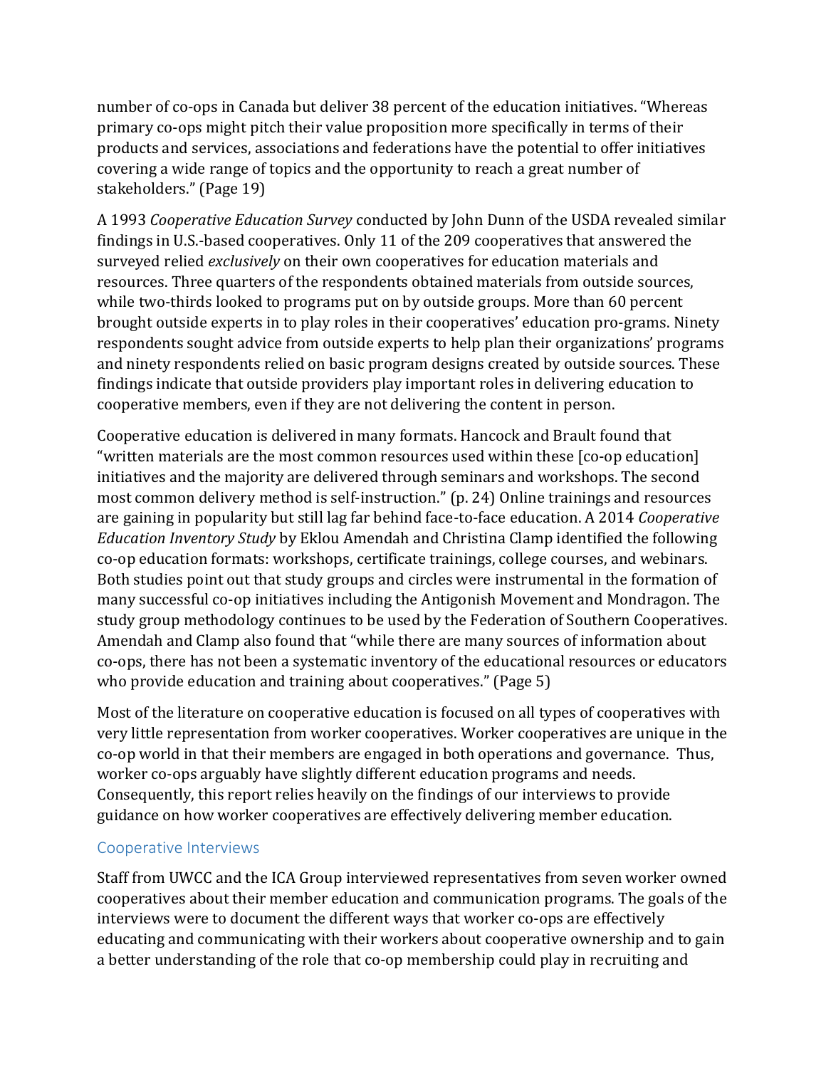number of co-ops in Canada but deliver 38 percent of the education initiatives. "Whereas primary co-ops might pitch their value proposition more specifically in terms of their products and services, associations and federations have the potential to offer initiatives covering a wide range of topics and the opportunity to reach a great number of stakeholders." (Page 19)

A 1993 *Cooperative Education Survey* conducted by John Dunn of the USDA revealed similar findings in U.S.-based cooperatives. Only 11 of the 209 cooperatives that answered the surveyed relied *exclusively* on their own cooperatives for education materials and resources. Three quarters of the respondents obtained materials from outside sources, while two-thirds looked to programs put on by outside groups. More than 60 percent brought outside experts in to play roles in their cooperatives' education pro-grams. Ninety respondents sought advice from outside experts to help plan their organizations' programs and ninety respondents relied on basic program designs created by outside sources. These findings indicate that outside providers play important roles in delivering education to cooperative members, even if they are not delivering the content in person.

Cooperative education is delivered in many formats. Hancock and Brault found that "written materials are the most common resources used within these [co-op education] initiatives and the majority are delivered through seminars and workshops. The second most common delivery method is self-instruction." (p. 24) Online trainings and resources are gaining in popularity but still lag far behind face-to-face education. A 2014 *Cooperative Education Inventory Study* by Eklou Amendah and Christina Clamp identified the following co-op education formats: workshops, certificate trainings, college courses, and webinars. Both studies point out that study groups and circles were instrumental in the formation of many successful co-op initiatives including the Antigonish Movement and Mondragon. The study group methodology continues to be used by the Federation of Southern Cooperatives. Amendah and Clamp also found that "while there are many sources of information about co-ops, there has not been a systematic inventory of the educational resources or educators who provide education and training about cooperatives." (Page 5)

Most of the literature on cooperative education is focused on all types of cooperatives with very little representation from worker cooperatives. Worker cooperatives are unique in the co-op world in that their members are engaged in both operations and governance. Thus, worker co-ops arguably have slightly different education programs and needs. Consequently, this report relies heavily on the findings of our interviews to provide guidance on how worker cooperatives are effectively delivering member education.

## Cooperative Interviews

Staff from UWCC and the ICA Group interviewed representatives from seven worker owned cooperatives about their member education and communication programs. The goals of the interviews were to document the different ways that worker co-ops are effectively educating and communicating with their workers about cooperative ownership and to gain a better understanding of the role that co-op membership could play in recruiting and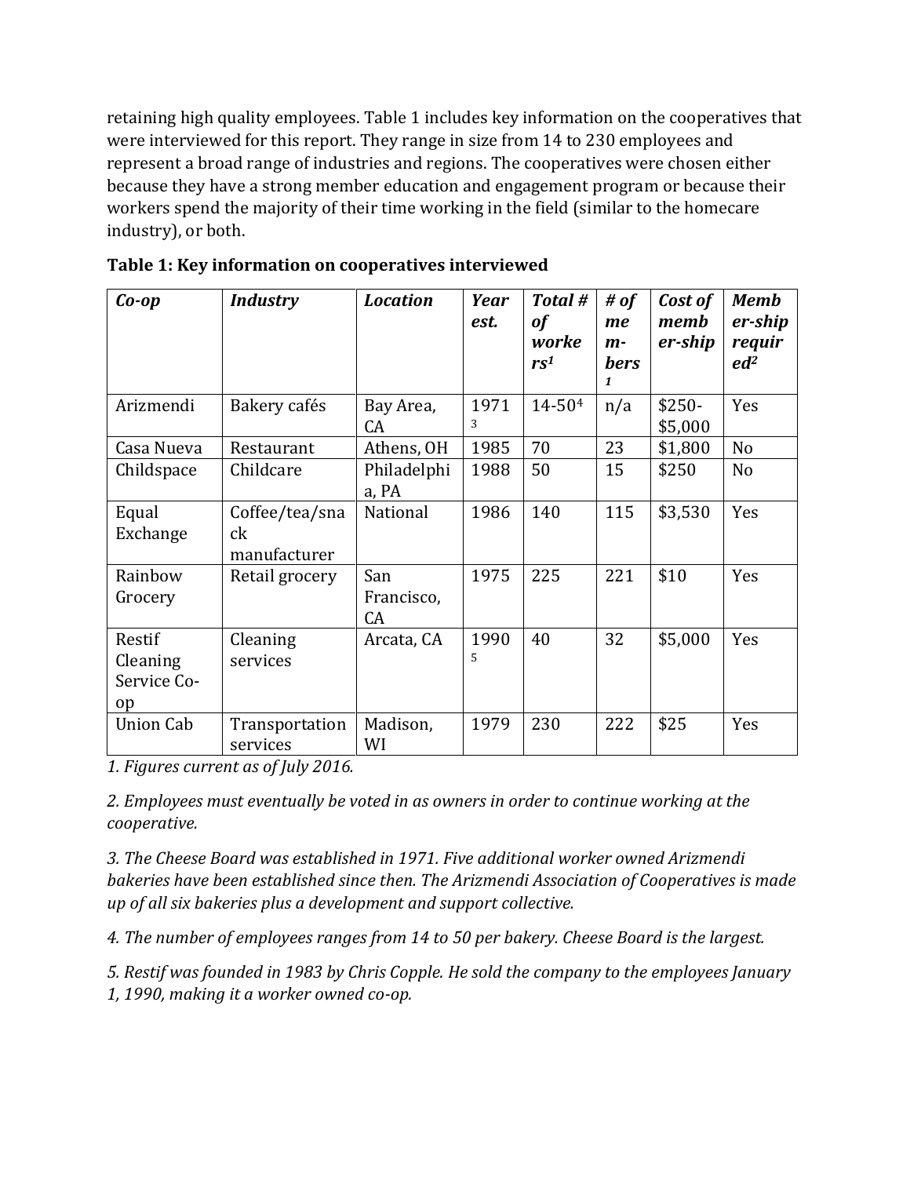retaining high quality employees. Table 1 includes key information on the cooperatives that were interviewed for this report. They range in size from 14 to 230 employees and represent a broad range of industries and regions. The cooperatives were chosen either because they have a strong member education and engagement program or because their workers spend the majority of their time working in the field (similar to the homecare industry), or both.

**Table 1: Key information on cooperatives interviewed**

| *Co-op* | *Industry* | *Location* | *Year est.* | *Total # of workers*[1] | *# of members*[1] | *Cost of membership* | *Membership required*[2] |
|---|---|---|---|---|---|---|---|
| Arizmendi | Bakery cafés | Bay Area, CA | 1971[3] | 14-50[4] | n/a | $250-$5,000 | Yes |
| Casa Nueva | Restaurant | Athens, OH | 1985 | 70 | 23 | $1,800 | No |
| Childspace | Childcare | Philadelphia, PA | 1988 | 50 | 15 | $250 | No |
| Equal Exchange | Coffee/tea/snack manufacturer | National | 1986 | 140 | 115 | $3,530 | Yes |
| Rainbow Grocery | Retail grocery | San Francisco, CA | 1975 | 225 | 221 | $10 | Yes |
| Restif Cleaning Service Co-op | Cleaning services | Arcata, CA | 1990[5] | 40 | 32 | $5,000 | Yes |
| Union Cab | Transportation services | Madison, WI | 1979 | 230 | 222 | $25 | Yes |

*1. Figures current as of July 2016.*

*2. Employees must eventually be voted in as owners in order to continue working at the cooperative.*

*3. The Cheese Board was established in 1971. Five additional worker owned Arizmendi bakeries have been established since then. The Arizmendi Association of Cooperatives is made up of all six bakeries plus a development and support collective.*

*4. The number of employees ranges from 14 to 50 per bakery. Cheese Board is the largest.*

*5. Restif was founded in 1983 by Chris Copple. He sold the company to the employees January 1, 1990, making it a worker owned co-op.*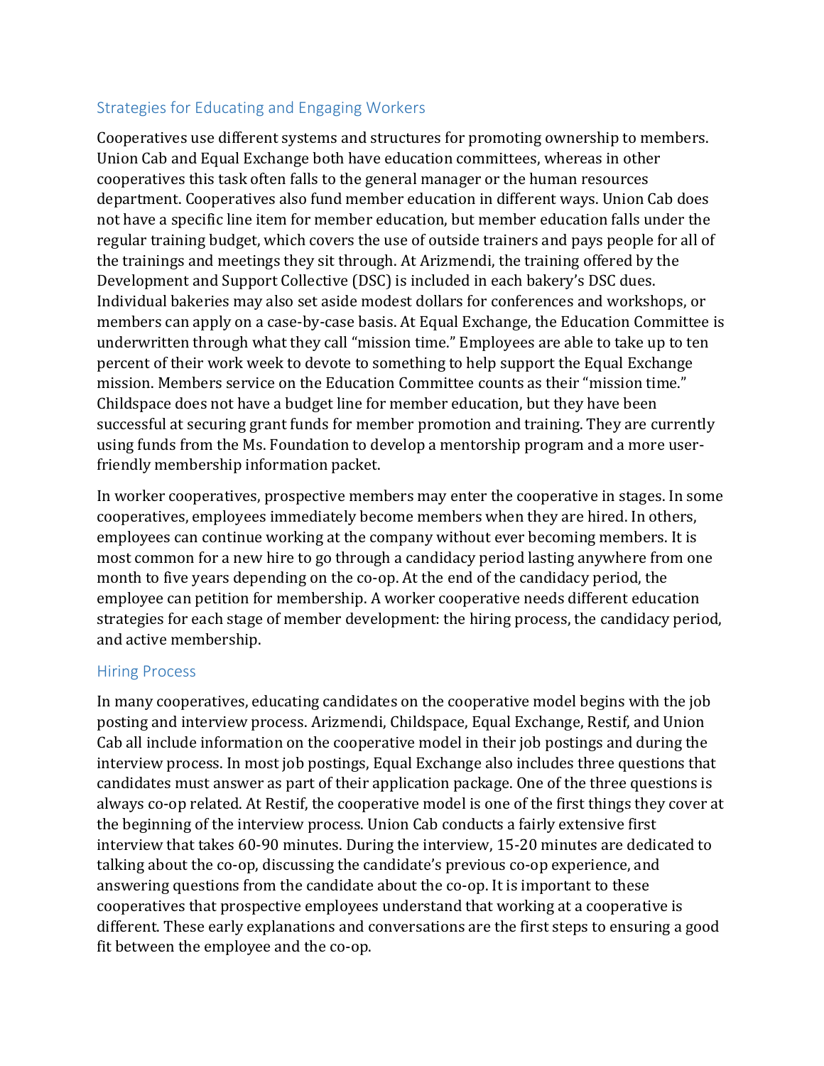## Strategies for Educating and Engaging Workers

Cooperatives use different systems and structures for promoting ownership to members. Union Cab and Equal Exchange both have education committees, whereas in other cooperatives this task often falls to the general manager or the human resources department. Cooperatives also fund member education in different ways. Union Cab does not have a specific line item for member education, but member education falls under the regular training budget, which covers the use of outside trainers and pays people for all of the trainings and meetings they sit through. At Arizmendi, the training offered by the Development and Support Collective (DSC) is included in each bakery's DSC dues. Individual bakeries may also set aside modest dollars for conferences and workshops, or members can apply on a case-by-case basis. At Equal Exchange, the Education Committee is underwritten through what they call "mission time." Employees are able to take up to ten percent of their work week to devote to something to help support the Equal Exchange mission. Members service on the Education Committee counts as their "mission time." Childspace does not have a budget line for member education, but they have been successful at securing grant funds for member promotion and training. They are currently using funds from the Ms. Foundation to develop a mentorship program and a more user-friendly membership information packet.

In worker cooperatives, prospective members may enter the cooperative in stages. In some cooperatives, employees immediately become members when they are hired. In others, employees can continue working at the company without ever becoming members. It is most common for a new hire to go through a candidacy period lasting anywhere from one month to five years depending on the co-op. At the end of the candidacy period, the employee can petition for membership. A worker cooperative needs different education strategies for each stage of member development: the hiring process, the candidacy period, and active membership.

### Hiring Process

In many cooperatives, educating candidates on the cooperative model begins with the job posting and interview process. Arizmendi, Childspace, Equal Exchange, Restif, and Union Cab all include information on the cooperative model in their job postings and during the interview process. In most job postings, Equal Exchange also includes three questions that candidates must answer as part of their application package. One of the three questions is always co-op related. At Restif, the cooperative model is one of the first things they cover at the beginning of the interview process. Union Cab conducts a fairly extensive first interview that takes 60-90 minutes. During the interview, 15-20 minutes are dedicated to talking about the co-op, discussing the candidate's previous co-op experience, and answering questions from the candidate about the co-op. It is important to these cooperatives that prospective employees understand that working at a cooperative is different. These early explanations and conversations are the first steps to ensuring a good fit between the employee and the co-op.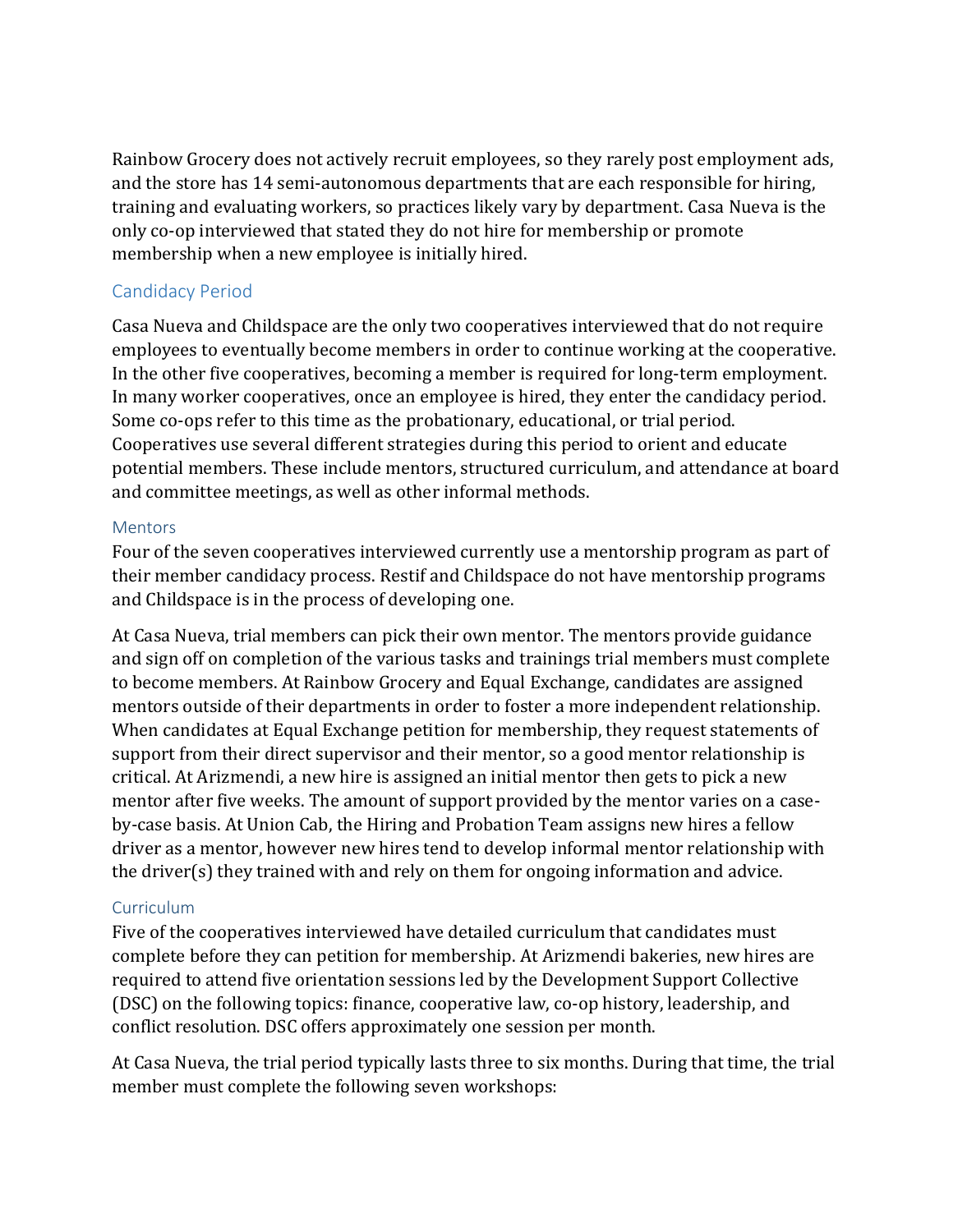Rainbow Grocery does not actively recruit employees, so they rarely post employment ads, and the store has 14 semi-autonomous departments that are each responsible for hiring, training and evaluating workers, so practices likely vary by department. Casa Nueva is the only co-op interviewed that stated they do not hire for membership or promote membership when a new employee is initially hired.

## Candidacy Period

Casa Nueva and Childspace are the only two cooperatives interviewed that do not require employees to eventually become members in order to continue working at the cooperative. In the other five cooperatives, becoming a member is required for long-term employment. In many worker cooperatives, once an employee is hired, they enter the candidacy period. Some co-ops refer to this time as the probationary, educational, or trial period. Cooperatives use several different strategies during this period to orient and educate potential members. These include mentors, structured curriculum, and attendance at board and committee meetings, as well as other informal methods.

### Mentors

Four of the seven cooperatives interviewed currently use a mentorship program as part of their member candidacy process. Restif and Childspace do not have mentorship programs and Childspace is in the process of developing one.

At Casa Nueva, trial members can pick their own mentor. The mentors provide guidance and sign off on completion of the various tasks and trainings trial members must complete to become members. At Rainbow Grocery and Equal Exchange, candidates are assigned mentors outside of their departments in order to foster a more independent relationship. When candidates at Equal Exchange petition for membership, they request statements of support from their direct supervisor and their mentor, so a good mentor relationship is critical. At Arizmendi, a new hire is assigned an initial mentor then gets to pick a new mentor after five weeks. The amount of support provided by the mentor varies on a case-by-case basis. At Union Cab, the Hiring and Probation Team assigns new hires a fellow driver as a mentor, however new hires tend to develop informal mentor relationship with the driver(s) they trained with and rely on them for ongoing information and advice.

### Curriculum

Five of the cooperatives interviewed have detailed curriculum that candidates must complete before they can petition for membership. At Arizmendi bakeries, new hires are required to attend five orientation sessions led by the Development Support Collective (DSC) on the following topics: finance, cooperative law, co-op history, leadership, and conflict resolution. DSC offers approximately one session per month.

At Casa Nueva, the trial period typically lasts three to six months. During that time, the trial member must complete the following seven workshops: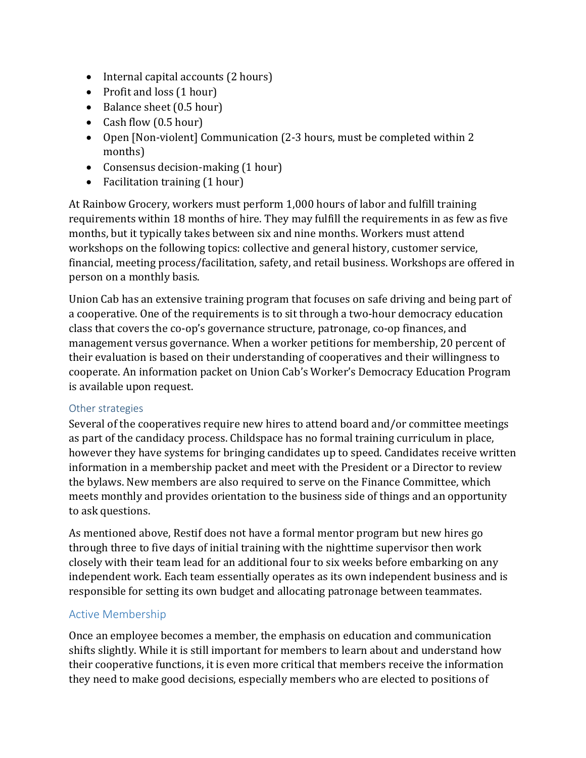- Internal capital accounts (2 hours)
- Profit and loss (1 hour)
- Balance sheet (0.5 hour)
- Cash flow (0.5 hour)
- Open [Non-violent] Communication (2-3 hours, must be completed within 2 months)
- Consensus decision-making (1 hour)
- Facilitation training (1 hour)

At Rainbow Grocery, workers must perform 1,000 hours of labor and fulfill training requirements within 18 months of hire. They may fulfill the requirements in as few as five months, but it typically takes between six and nine months. Workers must attend workshops on the following topics: collective and general history, customer service, financial, meeting process/facilitation, safety, and retail business. Workshops are offered in person on a monthly basis.

Union Cab has an extensive training program that focuses on safe driving and being part of a cooperative. One of the requirements is to sit through a two-hour democracy education class that covers the co-op's governance structure, patronage, co-op finances, and management versus governance. When a worker petitions for membership, 20 percent of their evaluation is based on their understanding of cooperatives and their willingness to cooperate. An information packet on Union Cab's Worker's Democracy Education Program is available upon request.

### Other strategies

Several of the cooperatives require new hires to attend board and/or committee meetings as part of the candidacy process. Childspace has no formal training curriculum in place, however they have systems for bringing candidates up to speed. Candidates receive written information in a membership packet and meet with the President or a Director to review the bylaws. New members are also required to serve on the Finance Committee, which meets monthly and provides orientation to the business side of things and an opportunity to ask questions.

As mentioned above, Restif does not have a formal mentor program but new hires go through three to five days of initial training with the nighttime supervisor then work closely with their team lead for an additional four to six weeks before embarking on any independent work. Each team essentially operates as its own independent business and is responsible for setting its own budget and allocating patronage between teammates.

## Active Membership

Once an employee becomes a member, the emphasis on education and communication shifts slightly. While it is still important for members to learn about and understand how their cooperative functions, it is even more critical that members receive the information they need to make good decisions, especially members who are elected to positions of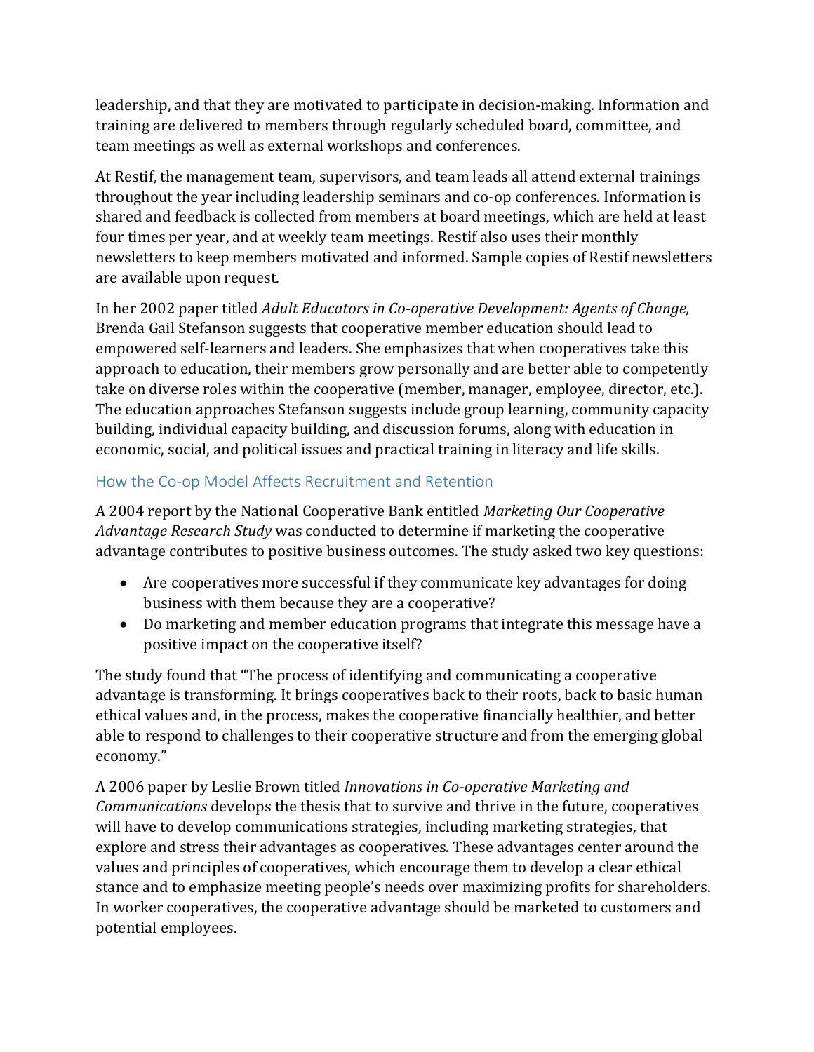leadership, and that they are motivated to participate in decision-making. Information and training are delivered to members through regularly scheduled board, committee, and team meetings as well as external workshops and conferences.

At Restif, the management team, supervisors, and team leads all attend external trainings throughout the year including leadership seminars and co-op conferences. Information is shared and feedback is collected from members at board meetings, which are held at least four times per year, and at weekly team meetings. Restif also uses their monthly newsletters to keep members motivated and informed. Sample copies of Restif newsletters are available upon request.

In her 2002 paper titled *Adult Educators in Co-operative Development: Agents of Change,* Brenda Gail Stefanson suggests that cooperative member education should lead to empowered self-learners and leaders. She emphasizes that when cooperatives take this approach to education, their members grow personally and are better able to competently take on diverse roles within the cooperative (member, manager, employee, director, etc.). The education approaches Stefanson suggests include group learning, community capacity building, individual capacity building, and discussion forums, along with education in economic, social, and political issues and practical training in literacy and life skills.

## How the Co-op Model Affects Recruitment and Retention

A 2004 report by the National Cooperative Bank entitled *Marketing Our Cooperative Advantage Research Study* was conducted to determine if marketing the cooperative advantage contributes to positive business outcomes. The study asked two key questions:

- Are cooperatives more successful if they communicate key advantages for doing business with them because they are a cooperative?
- Do marketing and member education programs that integrate this message have a positive impact on the cooperative itself?

The study found that "The process of identifying and communicating a cooperative advantage is transforming. It brings cooperatives back to their roots, back to basic human ethical values and, in the process, makes the cooperative financially healthier, and better able to respond to challenges to their cooperative structure and from the emerging global economy."

A 2006 paper by Leslie Brown titled *Innovations in Co-operative Marketing and Communications* develops the thesis that to survive and thrive in the future, cooperatives will have to develop communications strategies, including marketing strategies, that explore and stress their advantages as cooperatives. These advantages center around the values and principles of cooperatives, which encourage them to develop a clear ethical stance and to emphasize meeting people's needs over maximizing profits for shareholders. In worker cooperatives, the cooperative advantage should be marketed to customers and potential employees.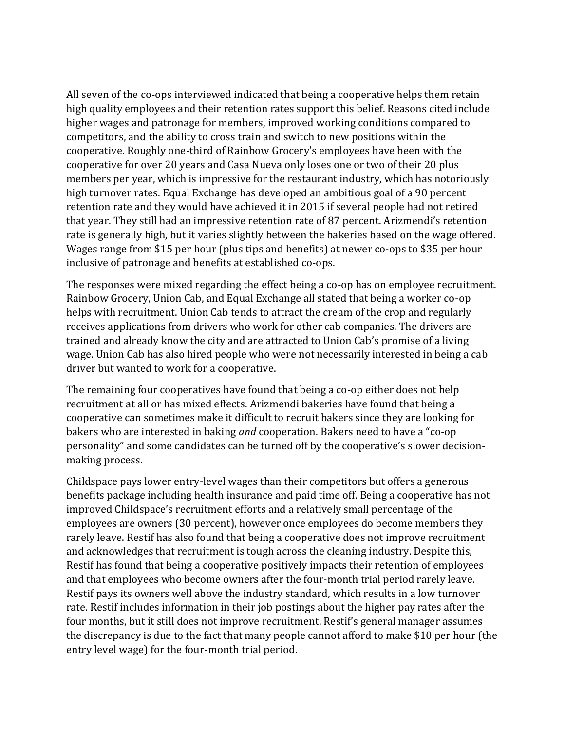All seven of the co-ops interviewed indicated that being a cooperative helps them retain high quality employees and their retention rates support this belief. Reasons cited include higher wages and patronage for members, improved working conditions compared to competitors, and the ability to cross train and switch to new positions within the cooperative. Roughly one-third of Rainbow Grocery's employees have been with the cooperative for over 20 years and Casa Nueva only loses one or two of their 20 plus members per year, which is impressive for the restaurant industry, which has notoriously high turnover rates. Equal Exchange has developed an ambitious goal of a 90 percent retention rate and they would have achieved it in 2015 if several people had not retired that year. They still had an impressive retention rate of 87 percent. Arizmendi's retention rate is generally high, but it varies slightly between the bakeries based on the wage offered. Wages range from $15 per hour (plus tips and benefits) at newer co-ops to $35 per hour inclusive of patronage and benefits at established co-ops.

The responses were mixed regarding the effect being a co-op has on employee recruitment. Rainbow Grocery, Union Cab, and Equal Exchange all stated that being a worker co-op helps with recruitment. Union Cab tends to attract the cream of the crop and regularly receives applications from drivers who work for other cab companies. The drivers are trained and already know the city and are attracted to Union Cab's promise of a living wage. Union Cab has also hired people who were not necessarily interested in being a cab driver but wanted to work for a cooperative.

The remaining four cooperatives have found that being a co-op either does not help recruitment at all or has mixed effects. Arizmendi bakeries have found that being a cooperative can sometimes make it difficult to recruit bakers since they are looking for bakers who are interested in baking *and* cooperation. Bakers need to have a "co-op personality" and some candidates can be turned off by the cooperative's slower decision-making process.

Childspace pays lower entry-level wages than their competitors but offers a generous benefits package including health insurance and paid time off. Being a cooperative has not improved Childspace's recruitment efforts and a relatively small percentage of the employees are owners (30 percent), however once employees do become members they rarely leave. Restif has also found that being a cooperative does not improve recruitment and acknowledges that recruitment is tough across the cleaning industry. Despite this, Restif has found that being a cooperative positively impacts their retention of employees and that employees who become owners after the four-month trial period rarely leave. Restif pays its owners well above the industry standard, which results in a low turnover rate. Restif includes information in their job postings about the higher pay rates after the four months, but it still does not improve recruitment. Restif's general manager assumes the discrepancy is due to the fact that many people cannot afford to make $10 per hour (the entry level wage) for the four-month trial period.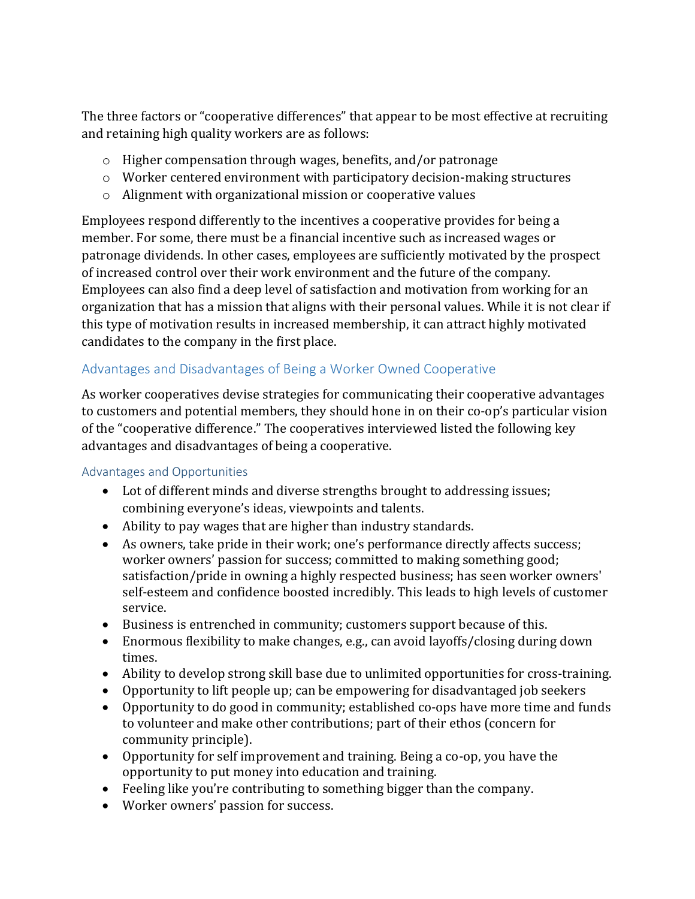The three factors or "cooperative differences" that appear to be most effective at recruiting and retaining high quality workers are as follows:

- Higher compensation through wages, benefits, and/or patronage
- Worker centered environment with participatory decision-making structures
- Alignment with organizational mission or cooperative values

Employees respond differently to the incentives a cooperative provides for being a member. For some, there must be a financial incentive such as increased wages or patronage dividends. In other cases, employees are sufficiently motivated by the prospect of increased control over their work environment and the future of the company. Employees can also find a deep level of satisfaction and motivation from working for an organization that has a mission that aligns with their personal values. While it is not clear if this type of motivation results in increased membership, it can attract highly motivated candidates to the company in the first place.

## Advantages and Disadvantages of Being a Worker Owned Cooperative

As worker cooperatives devise strategies for communicating their cooperative advantages to customers and potential members, they should hone in on their co-op's particular vision of the "cooperative difference." The cooperatives interviewed listed the following key advantages and disadvantages of being a cooperative.

### Advantages and Opportunities

- Lot of different minds and diverse strengths brought to addressing issues; combining everyone's ideas, viewpoints and talents.
- Ability to pay wages that are higher than industry standards.
- As owners, take pride in their work; one's performance directly affects success; worker owners' passion for success; committed to making something good; satisfaction/pride in owning a highly respected business; has seen worker owners' self-esteem and confidence boosted incredibly. This leads to high levels of customer service.
- Business is entrenched in community; customers support because of this.
- Enormous flexibility to make changes, e.g., can avoid layoffs/closing during down times.
- Ability to develop strong skill base due to unlimited opportunities for cross-training.
- Opportunity to lift people up; can be empowering for disadvantaged job seekers
- Opportunity to do good in community; established co-ops have more time and funds to volunteer and make other contributions; part of their ethos (concern for community principle).
- Opportunity for self improvement and training. Being a co-op, you have the opportunity to put money into education and training.
- Feeling like you're contributing to something bigger than the company.
- Worker owners' passion for success.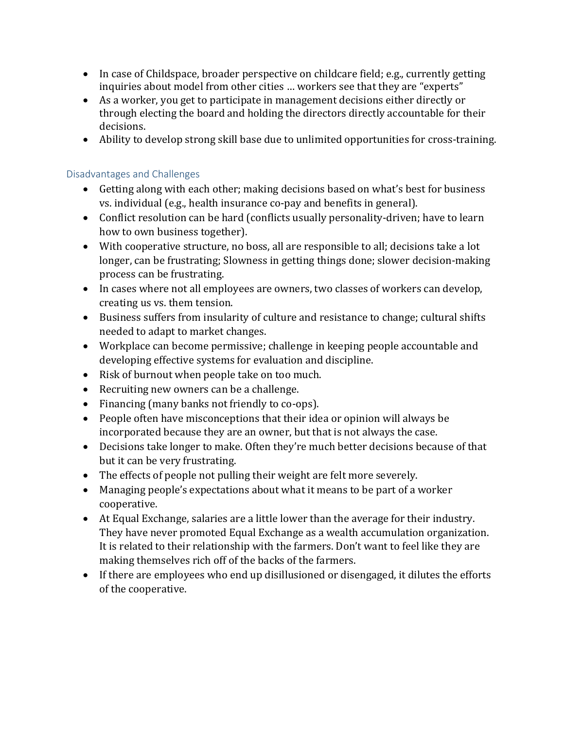- In case of Childspace, broader perspective on childcare field; e.g., currently getting inquiries about model from other cities … workers see that they are "experts"
- As a worker, you get to participate in management decisions either directly or through electing the board and holding the directors directly accountable for their decisions.
- Ability to develop strong skill base due to unlimited opportunities for cross-training.

### Disadvantages and Challenges

- Getting along with each other; making decisions based on what's best for business vs. individual (e.g., health insurance co-pay and benefits in general).
- Conflict resolution can be hard (conflicts usually personality-driven; have to learn how to own business together).
- With cooperative structure, no boss, all are responsible to all; decisions take a lot longer, can be frustrating; Slowness in getting things done; slower decision-making process can be frustrating.
- In cases where not all employees are owners, two classes of workers can develop, creating us vs. them tension.
- Business suffers from insularity of culture and resistance to change; cultural shifts needed to adapt to market changes.
- Workplace can become permissive; challenge in keeping people accountable and developing effective systems for evaluation and discipline.
- Risk of burnout when people take on too much.
- Recruiting new owners can be a challenge.
- Financing (many banks not friendly to co-ops).
- People often have misconceptions that their idea or opinion will always be incorporated because they are an owner, but that is not always the case.
- Decisions take longer to make. Often they're much better decisions because of that but it can be very frustrating.
- The effects of people not pulling their weight are felt more severely.
- Managing people's expectations about what it means to be part of a worker cooperative.
- At Equal Exchange, salaries are a little lower than the average for their industry. They have never promoted Equal Exchange as a wealth accumulation organization. It is related to their relationship with the farmers. Don't want to feel like they are making themselves rich off of the backs of the farmers.
- If there are employees who end up disillusioned or disengaged, it dilutes the efforts of the cooperative.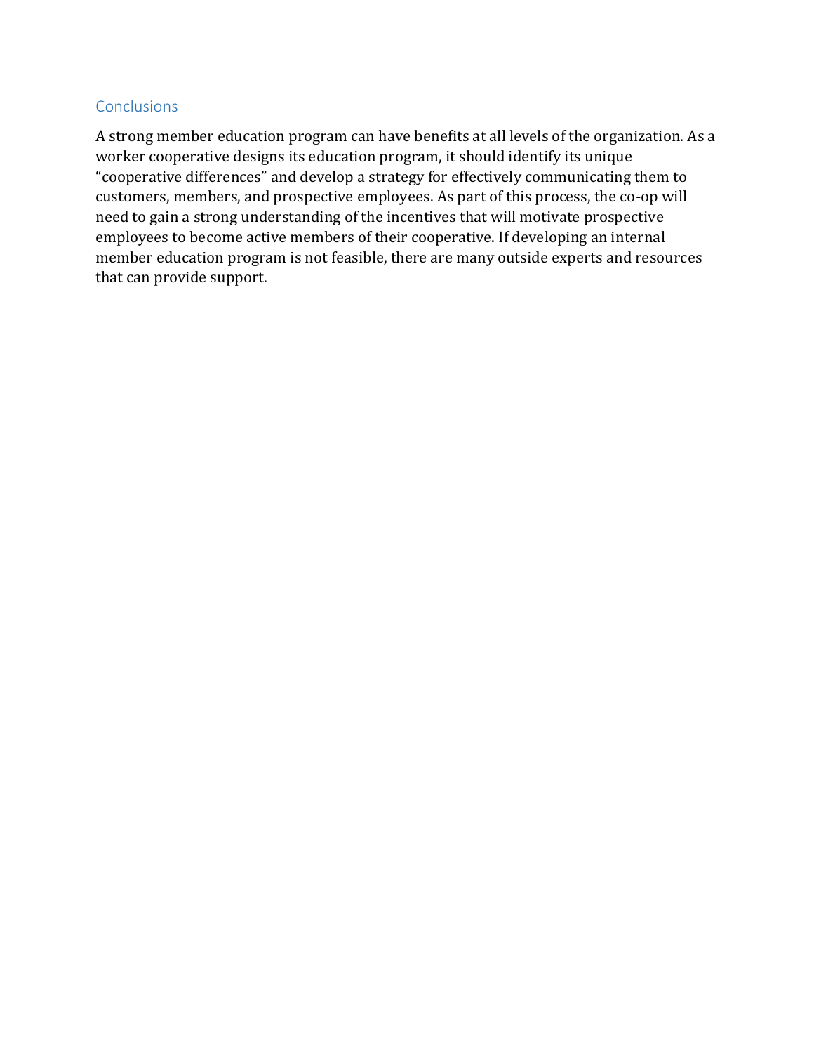## Conclusions

A strong member education program can have benefits at all levels of the organization. As a worker cooperative designs its education program, it should identify its unique “cooperative differences” and develop a strategy for effectively communicating them to customers, members, and prospective employees. As part of this process, the co-op will need to gain a strong understanding of the incentives that will motivate prospective employees to become active members of their cooperative. If developing an internal member education program is not feasible, there are many outside experts and resources that can provide support.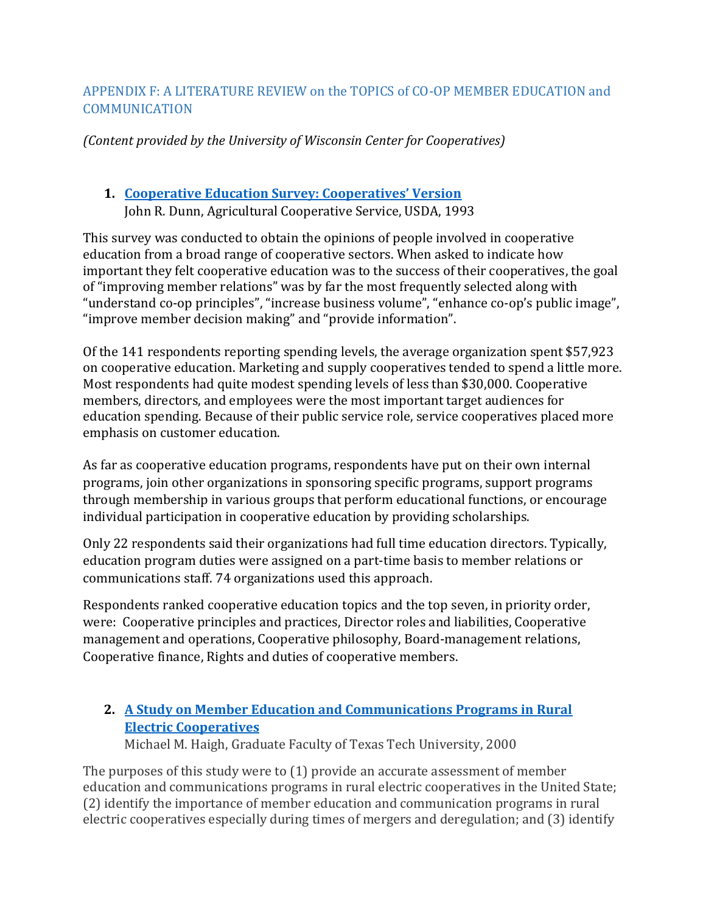## APPENDIX F: A LITERATURE REVIEW on the TOPICS of CO-OP MEMBER EDUCATION and COMMUNICATION

*(Content provided by the University of Wisconsin Center for Cooperatives)*

1. **[Cooperative Education Survey: Cooperatives' Version](#)**
   John R. Dunn, Agricultural Cooperative Service, USDA, 1993

This survey was conducted to obtain the opinions of people involved in cooperative education from a broad range of cooperative sectors. When asked to indicate how important they felt cooperative education was to the success of their cooperatives, the goal of "improving member relations" was by far the most frequently selected along with "understand co-op principles", "increase business volume", "enhance co-op's public image", "improve member decision making" and "provide information".

Of the 141 respondents reporting spending levels, the average organization spent $57,923 on cooperative education. Marketing and supply cooperatives tended to spend a little more. Most respondents had quite modest spending levels of less than $30,000. Cooperative members, directors, and employees were the most important target audiences for education spending. Because of their public service role, service cooperatives placed more emphasis on customer education.

As far as cooperative education programs, respondents have put on their own internal programs, join other organizations in sponsoring specific programs, support programs through membership in various groups that perform educational functions, or encourage individual participation in cooperative education by providing scholarships.

Only 22 respondents said their organizations had full time education directors. Typically, education program duties were assigned on a part-time basis to member relations or communications staff. 74 organizations used this approach.

Respondents ranked cooperative education topics and the top seven, in priority order, were: Cooperative principles and practices, Director roles and liabilities, Cooperative management and operations, Cooperative philosophy, Board-management relations, Cooperative finance, Rights and duties of cooperative members.

2. **[A Study on Member Education and Communications Programs in Rural Electric Cooperatives](#)**
   Michael M. Haigh, Graduate Faculty of Texas Tech University, 2000

The purposes of this study were to (1) provide an accurate assessment of member education and communications programs in rural electric cooperatives in the United State; (2) identify the importance of member education and communication programs in rural electric cooperatives especially during times of mergers and deregulation; and (3) identify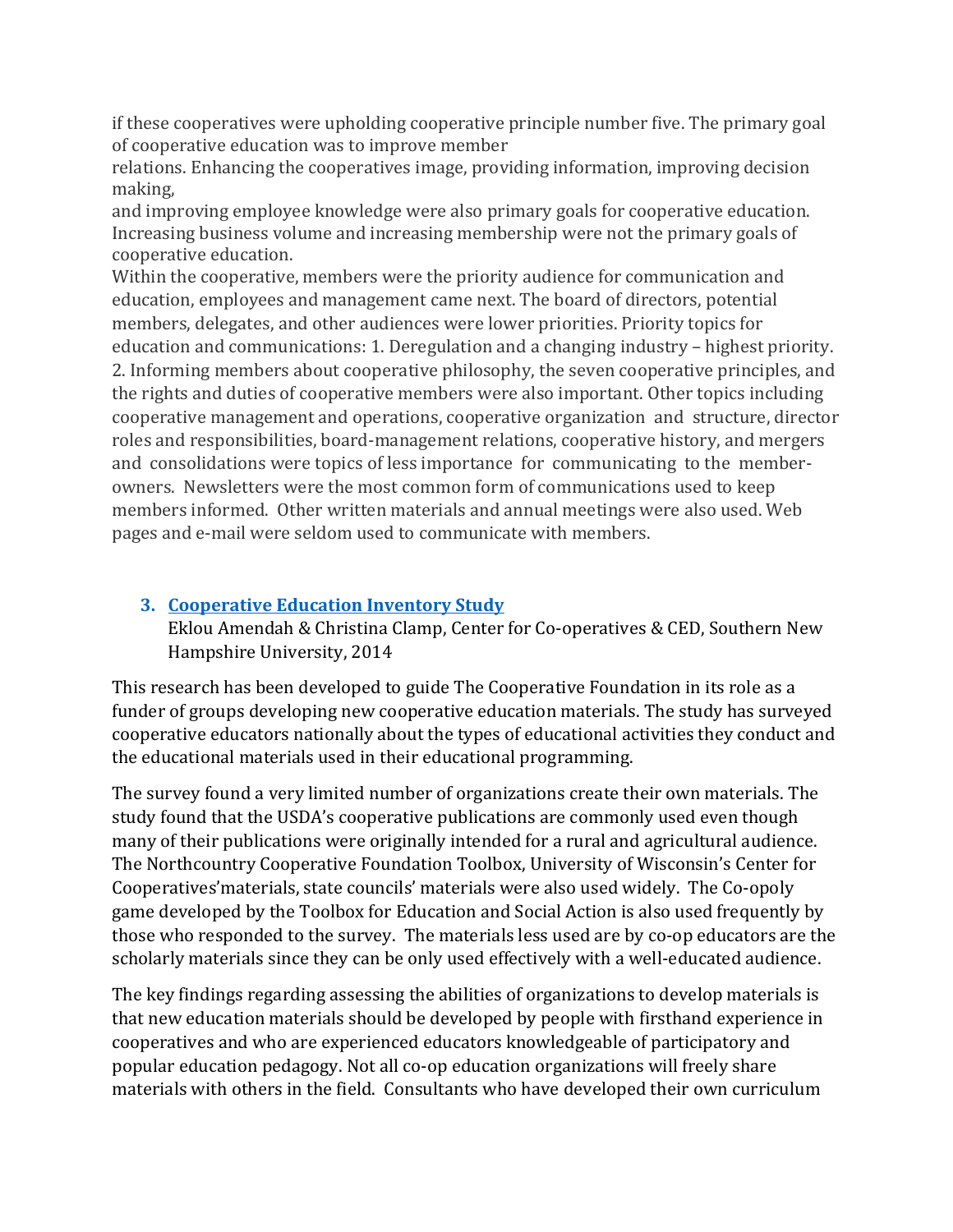if these cooperatives were upholding cooperative principle number five. The primary goal of cooperative education was to improve member relations. Enhancing the cooperatives image, providing information, improving decision making, and improving employee knowledge were also primary goals for cooperative education. Increasing business volume and increasing membership were not the primary goals of cooperative education.

Within the cooperative, members were the priority audience for communication and education, employees and management came next. The board of directors, potential members, delegates, and other audiences were lower priorities. Priority topics for education and communications: 1. Deregulation and a changing industry – highest priority. 2. Informing members about cooperative philosophy, the seven cooperative principles, and the rights and duties of cooperative members were also important. Other topics including cooperative management and operations, cooperative organization and structure, director roles and responsibilities, board-management relations, cooperative history, and mergers and consolidations were topics of less importance for communicating to the member-owners. Newsletters were the most common form of communications used to keep members informed. Other written materials and annual meetings were also used. Web pages and e-mail were seldom used to communicate with members.

### 3. Cooperative Education Inventory Study

Eklou Amendah & Christina Clamp, Center for Co-operatives & CED, Southern New Hampshire University, 2014

This research has been developed to guide The Cooperative Foundation in its role as a funder of groups developing new cooperative education materials. The study has surveyed cooperative educators nationally about the types of educational activities they conduct and the educational materials used in their educational programming.

The survey found a very limited number of organizations create their own materials. The study found that the USDA's cooperative publications are commonly used even though many of their publications were originally intended for a rural and agricultural audience. The Northcountry Cooperative Foundation Toolbox, University of Wisconsin's Center for Cooperatives'materials, state councils' materials were also used widely. The Co-opoly game developed by the Toolbox for Education and Social Action is also used frequently by those who responded to the survey. The materials less used are by co-op educators are the scholarly materials since they can be only used effectively with a well-educated audience.

The key findings regarding assessing the abilities of organizations to develop materials is that new education materials should be developed by people with firsthand experience in cooperatives and who are experienced educators knowledgeable of participatory and popular education pedagogy. Not all co-op education organizations will freely share materials with others in the field. Consultants who have developed their own curriculum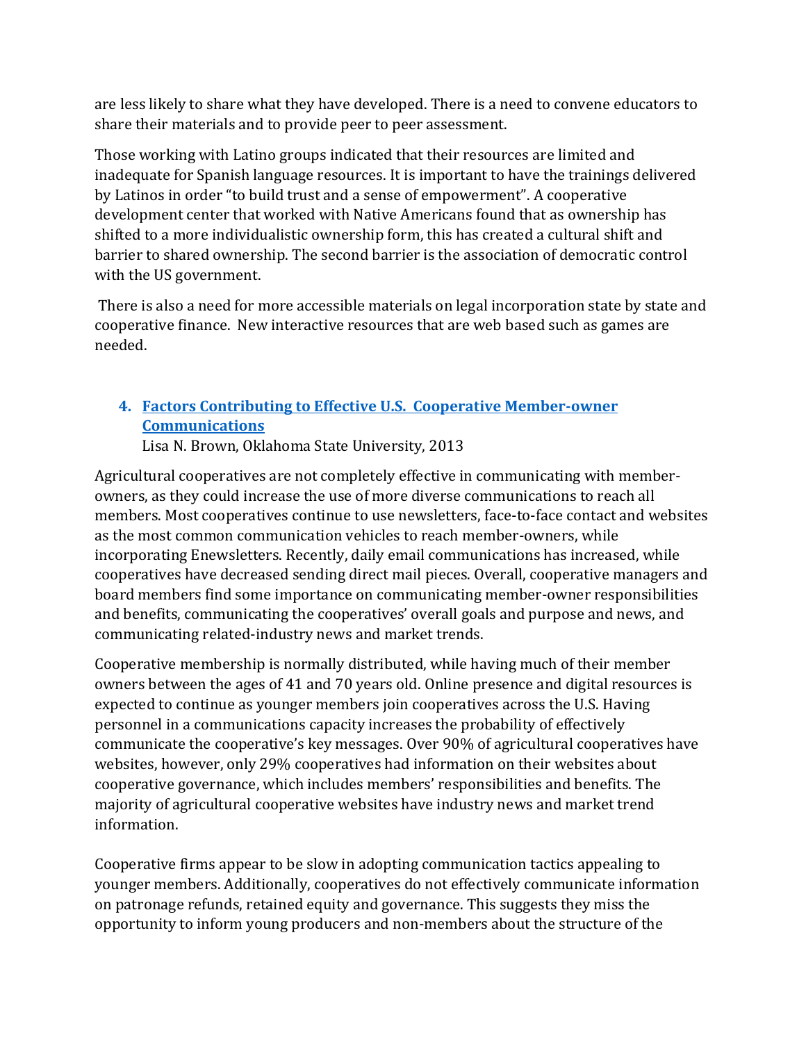are less likely to share what they have developed. There is a need to convene educators to share their materials and to provide peer to peer assessment.

Those working with Latino groups indicated that their resources are limited and inadequate for Spanish language resources. It is important to have the trainings delivered by Latinos in order "to build trust and a sense of empowerment". A cooperative development center that worked with Native Americans found that as ownership has shifted to a more individualistic ownership form, this has created a cultural shift and barrier to shared ownership. The second barrier is the association of democratic control with the US government.

There is also a need for more accessible materials on legal incorporation state by state and cooperative finance. New interactive resources that are web based such as games are needed.

4. **Factors Contributing to Effective U.S. Cooperative Member-owner Communications**
   Lisa N. Brown, Oklahoma State University, 2013

Agricultural cooperatives are not completely effective in communicating with member-owners, as they could increase the use of more diverse communications to reach all members. Most cooperatives continue to use newsletters, face-to-face contact and websites as the most common communication vehicles to reach member-owners, while incorporating Enewsletters. Recently, daily email communications has increased, while cooperatives have decreased sending direct mail pieces. Overall, cooperative managers and board members find some importance on communicating member-owner responsibilities and benefits, communicating the cooperatives' overall goals and purpose and news, and communicating related-industry news and market trends.

Cooperative membership is normally distributed, while having much of their member owners between the ages of 41 and 70 years old. Online presence and digital resources is expected to continue as younger members join cooperatives across the U.S. Having personnel in a communications capacity increases the probability of effectively communicate the cooperative's key messages. Over 90% of agricultural cooperatives have websites, however, only 29% cooperatives had information on their websites about cooperative governance, which includes members' responsibilities and benefits. The majority of agricultural cooperative websites have industry news and market trend information.

Cooperative firms appear to be slow in adopting communication tactics appealing to younger members. Additionally, cooperatives do not effectively communicate information on patronage refunds, retained equity and governance. This suggests they miss the opportunity to inform young producers and non-members about the structure of the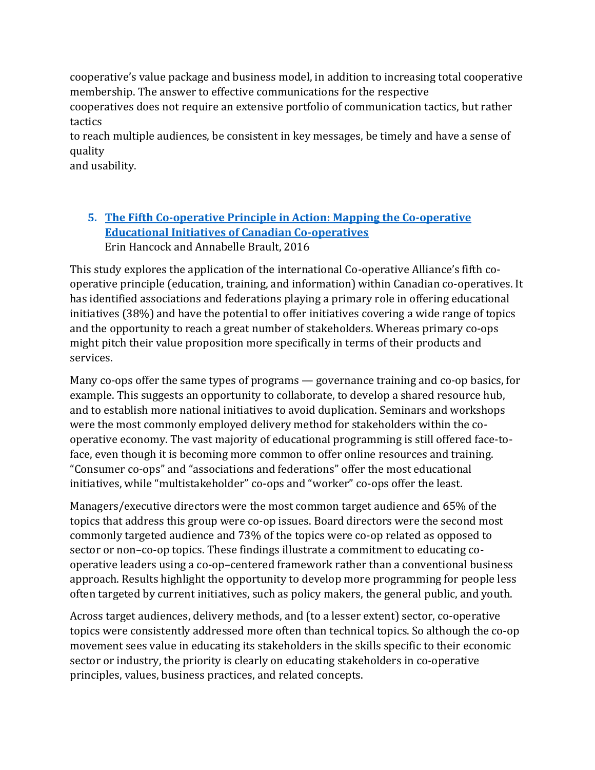cooperative's value package and business model, in addition to increasing total cooperative membership. The answer to effective communications for the respective cooperatives does not require an extensive portfolio of communication tactics, but rather tactics to reach multiple audiences, be consistent in key messages, be timely and have a sense of quality and usability.

5. **The Fifth Co-operative Principle in Action: Mapping the Co-operative Educational Initiatives of Canadian Co-operatives**
   Erin Hancock and Annabelle Brault, 2016

This study explores the application of the international Co-operative Alliance's fifth co-operative principle (education, training, and information) within Canadian co-operatives. It has identified associations and federations playing a primary role in offering educational initiatives (38%) and have the potential to offer initiatives covering a wide range of topics and the opportunity to reach a great number of stakeholders. Whereas primary co-ops might pitch their value proposition more specifically in terms of their products and services.

Many co-ops offer the same types of programs — governance training and co-op basics, for example. This suggests an opportunity to collaborate, to develop a shared resource hub, and to establish more national initiatives to avoid duplication. Seminars and workshops were the most commonly employed delivery method for stakeholders within the co-operative economy. The vast majority of educational programming is still offered face-to-face, even though it is becoming more common to offer online resources and training. "Consumer co-ops" and "associations and federations" offer the most educational initiatives, while "multistakeholder" co-ops and "worker" co-ops offer the least.

Managers/executive directors were the most common target audience and 65% of the topics that address this group were co-op issues. Board directors were the second most commonly targeted audience and 73% of the topics were co-op related as opposed to sector or non–co-op topics. These findings illustrate a commitment to educating co-operative leaders using a co-op–centered framework rather than a conventional business approach. Results highlight the opportunity to develop more programming for people less often targeted by current initiatives, such as policy makers, the general public, and youth.

Across target audiences, delivery methods, and (to a lesser extent) sector, co-operative topics were consistently addressed more often than technical topics. So although the co-op movement sees value in educating its stakeholders in the skills specific to their economic sector or industry, the priority is clearly on educating stakeholders in co-operative principles, values, business practices, and related concepts.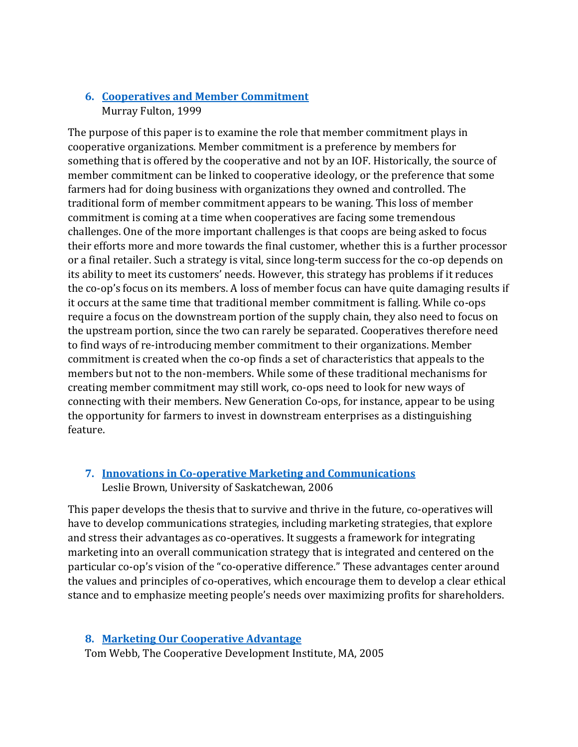6. **[Cooperatives and Member Commitment](#)**
   Murray Fulton, 1999

The purpose of this paper is to examine the role that member commitment plays in cooperative organizations. Member commitment is a preference by members for something that is offered by the cooperative and not by an IOF. Historically, the source of member commitment can be linked to cooperative ideology, or the preference that some farmers had for doing business with organizations they owned and controlled. The traditional form of member commitment appears to be waning. This loss of member commitment is coming at a time when cooperatives are facing some tremendous challenges. One of the more important challenges is that coops are being asked to focus their efforts more and more towards the final customer, whether this is a further processor or a final retailer. Such a strategy is vital, since long-term success for the co-op depends on its ability to meet its customers' needs. However, this strategy has problems if it reduces the co-op's focus on its members. A loss of member focus can have quite damaging results if it occurs at the same time that traditional member commitment is falling. While co-ops require a focus on the downstream portion of the supply chain, they also need to focus on the upstream portion, since the two can rarely be separated. Cooperatives therefore need to find ways of re-introducing member commitment to their organizations. Member commitment is created when the co-op finds a set of characteristics that appeals to the members but not to the non-members. While some of these traditional mechanisms for creating member commitment may still work, co-ops need to look for new ways of connecting with their members. New Generation Co-ops, for instance, appear to be using the opportunity for farmers to invest in downstream enterprises as a distinguishing feature.

7. **[Innovations in Co-operative Marketing and Communications](#)**
   Leslie Brown, University of Saskatchewan, 2006

This paper develops the thesis that to survive and thrive in the future, co-operatives will have to develop communications strategies, including marketing strategies, that explore and stress their advantages as co-operatives. It suggests a framework for integrating marketing into an overall communication strategy that is integrated and centered on the particular co-op's vision of the "co-operative difference." These advantages center around the values and principles of co-operatives, which encourage them to develop a clear ethical stance and to emphasize meeting people's needs over maximizing profits for shareholders.

8. **[Marketing Our Cooperative Advantage](#)**
   Tom Webb, The Cooperative Development Institute, MA, 2005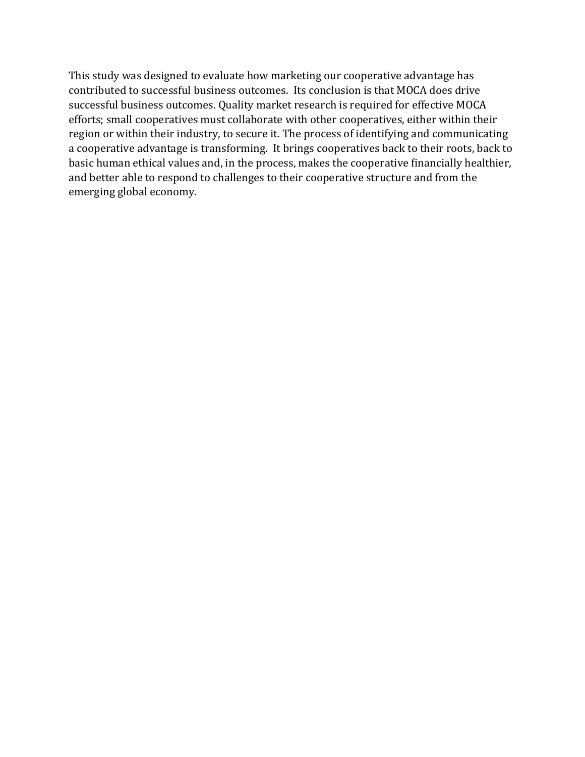This study was designed to evaluate how marketing our cooperative advantage has contributed to successful business outcomes. Its conclusion is that MOCA does drive successful business outcomes. Quality market research is required for effective MOCA efforts; small cooperatives must collaborate with other cooperatives, either within their region or within their industry, to secure it. The process of identifying and communicating a cooperative advantage is transforming. It brings cooperatives back to their roots, back to basic human ethical values and, in the process, makes the cooperative financially healthier, and better able to respond to challenges to their cooperative structure and from the emerging global economy.